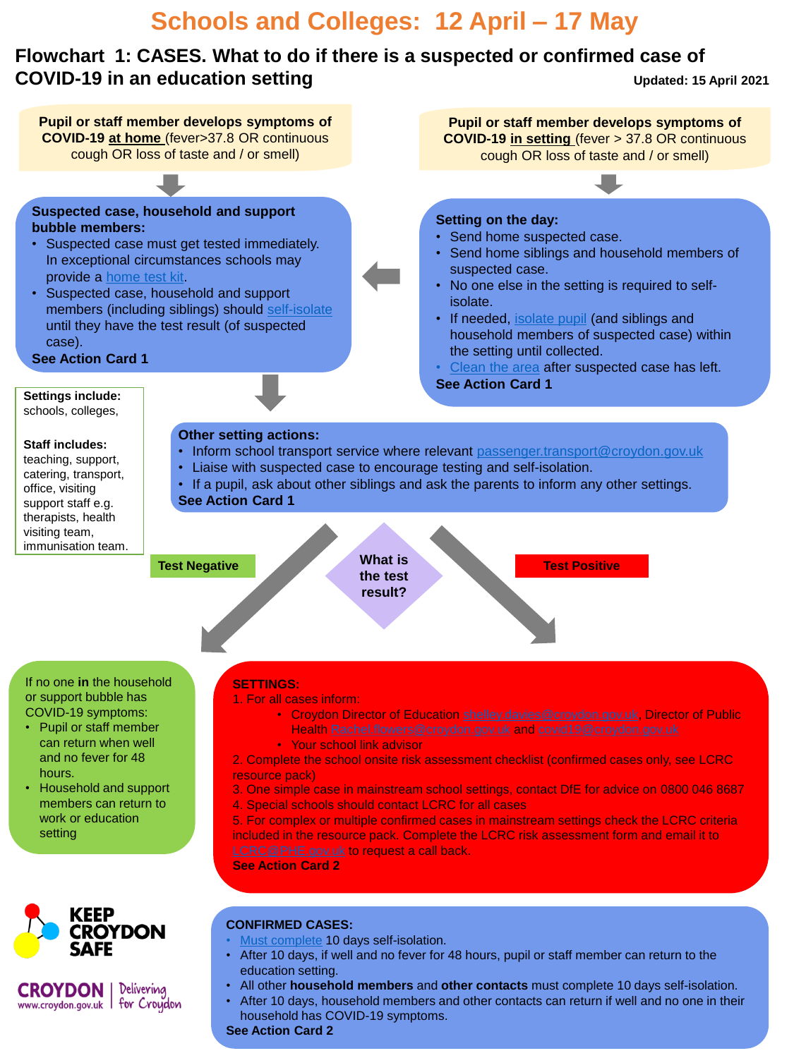# Schools and Colleges: 12 April – 17 May

## Flowchart 1: CASES. What to do if there is a suspected or confirmed case of COVID-19 in an education setting

Updated: 15 April 2021

**Pupil or staff member develops symptoms of COVID-19 at home** (fever>37.8 OR continuous cough OR loss of taste and / or smell)

**Suspected case, household and support bubble members:**

- Suspected case must get tested immediately. In exceptional circumstances schools may provide a home test kit.
- Suspected case, household and support members (including siblings) should self-isolate until they have the test result (of suspected case).

**See Action Card 1**

**Pupil or staff member develops symptoms of COVID-19 in setting** (fever > 37.8 OR continuous cough OR loss of taste and / or smell)

**Setting on the day:**

- Send home suspected case.
- Send home siblings and household members of suspected case.
- No one else in the setting is required to self-isolate.
- If needed, isolate pupil (and siblings and household members of suspected case) within the setting until collected.
- Clean the area after suspected case has left.

**See Action Card 1**

**Settings include:** schools, colleges,

**Staff includes:** teaching, support, catering, transport, office, visiting support staff e.g. therapists, health visiting team, immunisation team.

**Other setting actions:**

- Inform school transport service where relevant passenger.transport@croydon.gov.uk
- Liaise with suspected case to encourage testing and self-isolation.
- If a pupil, ask about other siblings and ask the parents to inform any other settings.

**See Action Card 1**

**What is the test result?**

**Test Negative**

If no one **in** the household or support bubble has COVID-19 symptoms:

- Pupil or staff member can return when well and no fever for 48 hours.
- Household and support members can return to work or education setting

**Test Positive**

**SETTINGS:**

1. For all cases inform:
   - Croydon Director of Education shelley.davies@croydon.gov.uk, Director of Public Health Rachel.flowers@croydon.gov.uk and covid19@croydon.gov.uk
   - Your school link advisor
2. Complete the school onsite risk assessment checklist (confirmed cases only, see LCRC resource pack)
3. One simple case in mainstream school settings, contact DfE for advice on 0800 046 8687
4. Special schools should contact LCRC for all cases
5. For complex or multiple confirmed cases in mainstream settings check the LCRC criteria included in the resource pack. Complete the LCRC risk assessment form and email it to LCRC@PHE.gov.uk to request a call back.

**See Action Card 2**

**CONFIRMED CASES:**

- Must complete 10 days self-isolation.
- After 10 days, if well and no fever for 48 hours, pupil or staff member can return to the education setting.
- All other **household members** and **other contacts** must complete 10 days self-isolation.
- After 10 days, household members and other contacts can return if well and no one in their household has COVID-19 symptoms.

**See Action Card 2**

KEEP CROYDON SAFE

CROYDON www.croydon.gov.uk | Delivering for Croydon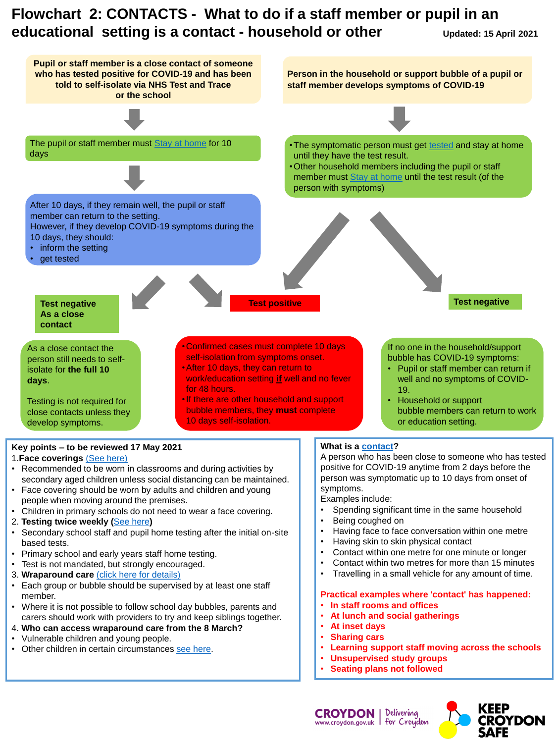# Flowchart 2: CONTACTS - What to do if a staff member or pupil in an educational setting is a contact - household or other

Updated: 15 April 2021

**Pupil or staff member is a close contact of someone who has tested positive for COVID-19 and has been told to self-isolate via NHS Test and Trace or the school**

The pupil or staff member must Stay at home for 10 days

After 10 days, if they remain well, the pupil or staff member can return to the setting.
However, if they develop COVID-19 symptoms during the 10 days, they should:

- inform the setting
- get tested

**Test negative As a close contact**

As a close contact the person still needs to self-isolate for **the full 10 days**.

Testing is not required for close contacts unless they develop symptoms.

**Person in the household or support bubble of a pupil or staff member develops symptoms of COVID-19**

- The symptomatic person must get tested and stay at home until they have the test result.
- Other household members including the pupil or staff member must Stay at home until the test result (of the person with symptoms)

**Test positive**

- Confirmed cases must complete 10 days self-isolation from symptoms onset.
- After 10 days, they can return to work/education setting **if** well and no fever for 48 hours.
- If there are other household and support bubble members, they **must** complete 10 days self-isolation.

**Test negative**

If no one in the household/support bubble has COVID-19 symptoms:

- Pupil or staff member can return if well and no symptoms of COVID-19.
- Household or support bubble members can return to work or education setting.

**Key points – to be reviewed 17 May 2021**

1. **Face coverings** (See here)
- Recommended to be worn in classrooms and during activities by secondary aged children unless social distancing can be maintained.
- Face covering should be worn by adults and children and young people when moving around the premises.
- Children in primary schools do not need to wear a face covering.

2. **Testing twice weekly** (See here)
- Secondary school staff and pupil home testing after the initial on-site based tests.
- Primary school and early years staff home testing.
- Test is not mandated, but strongly encouraged.

3. **Wraparound care** (click here for details)
- Each group or bubble should be supervised by at least one staff member.
- Where it is not possible to follow school day bubbles, parents and carers should work with providers to try and keep siblings together.

4. **Who can access wraparound care from the 8 March?**
- Vulnerable children and young people.
- Other children in certain circumstances see here.

**What is a contact?**

A person who has been close to someone who has tested positive for COVID-19 anytime from 2 days before the person was symptomatic up to 10 days from onset of symptoms.
Examples include:

- Spending significant time in the same household
- Being coughed on
- Having face to face conversation within one metre
- Having skin to skin physical contact
- Contact within one metre for one minute or longer
- Contact within two metres for more than 15 minutes
- Travelling in a small vehicle for any amount of time.

**Practical examples where 'contact' has happened:**

- **In staff rooms and offices**
- **At lunch and social gatherings**
- **At inset days**
- **Sharing cars**
- **Learning support staff moving across the schools**
- **Unsupervised study groups**
- **Seating plans not followed**

CROYDON www.croydon.gov.uk | Delivering for Croydon

KEEP CROYDON SAFE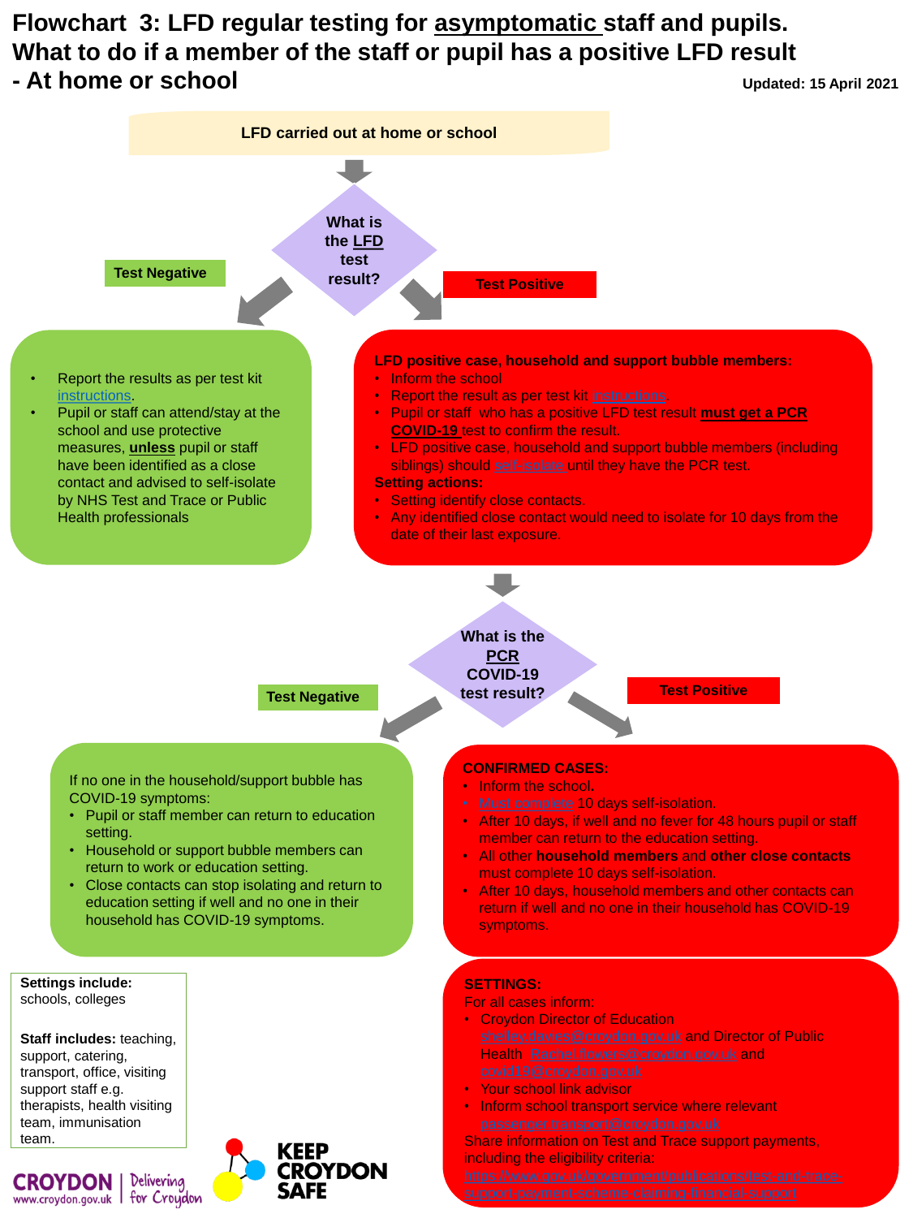# Flowchart 3: LFD regular testing for asymptomatic staff and pupils. What to do if a member of the staff or pupil has a positive LFD result - At home or school

**Updated: 15 April 2021**

**LFD carried out at home or school**

**What is the LFD test result?**

## Test Negative

- Report the results as per test kit instructions.
- Pupil or staff can attend/stay at the school and use protective measures, **unless** pupil or staff have been identified as a close contact and advised to self-isolate by NHS Test and Trace or Public Health professionals

## Test Positive

**LFD positive case, household and support bubble members:**

- Inform the school
- Report the result as per test kit instructions.
- Pupil or staff who has a positive LFD test result **must get a PCR COVID-19** test to confirm the result.
- LFD positive case, household and support bubble members (including siblings) should self-isolate until they have the PCR test.

**Setting actions:**

- Setting identify close contacts.
- Any identified close contact would need to isolate for 10 days from the date of their last exposure.

**What is the PCR COVID-19 test result?**

## Test Negative

If no one in the household/support bubble has COVID-19 symptoms:

- Pupil or staff member can return to education setting.
- Household or support bubble members can return to work or education setting.
- Close contacts can stop isolating and return to education setting if well and no one in their household has COVID-19 symptoms.

## Test Positive

**CONFIRMED CASES:**

- Inform the school.
- Must complete 10 days self-isolation.
- After 10 days, if well and no fever for 48 hours pupil or staff member can return to the education setting.
- All other **household members** and **other close contacts** must complete 10 days self-isolation.
- After 10 days, household members and other contacts can return if well and no one in their household has COVID-19 symptoms.

**SETTINGS:**

For all cases inform:

- Croydon Director of Education shelley.davies@croydon.gov.uk and Director of Public Health Rachel.flowers@croydon.gov.uk and covid19@croydon.gov.uk
- Your school link advisor
- Inform school transport service where relevant passenger.transport@croydon.gov.uk

Share information on Test and Trace support payments, including the eligibility criteria: https://www.gov.uk/government/publications/test-and-trace-support-payment-scheme-claiming-financial-support

**Settings include:** schools, colleges

**Staff includes:** teaching, support, catering, transport, office, visiting support staff e.g. therapists, health visiting team, immunisation team.

CROYDON www.croydon.gov.uk | Delivering for Croydon

KEEP CROYDON SAFE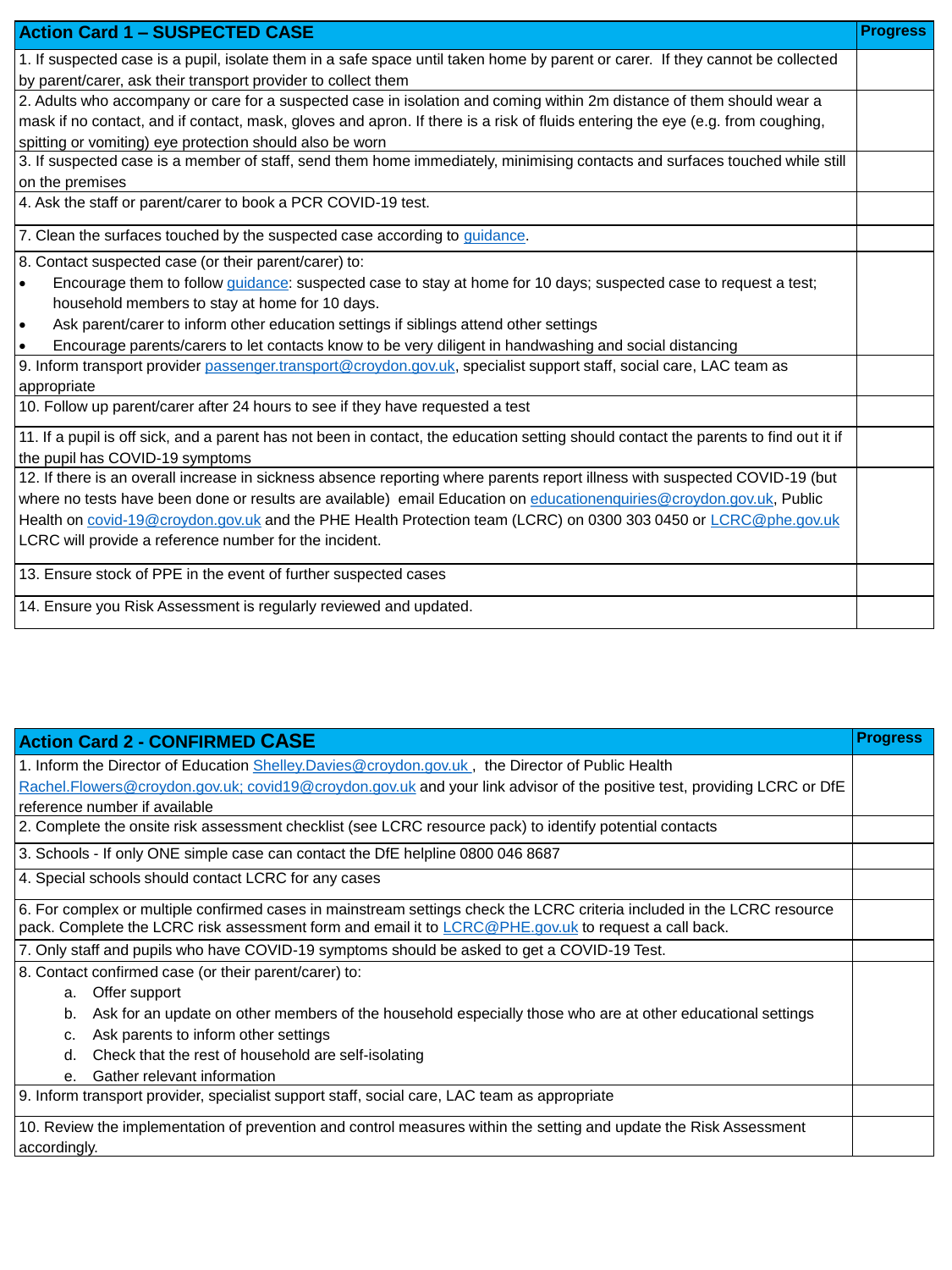| Action Card 1 – SUSPECTED CASE | Progress |
| --- | --- |
| 1. If suspected case is a pupil, isolate them in a safe space until taken home by parent or carer. If they cannot be collected by parent/carer, ask their transport provider to collect them | |
| 2. Adults who accompany or care for a suspected case in isolation and coming within 2m distance of them should wear a mask if no contact, and if contact, mask, gloves and apron. If there is a risk of fluids entering the eye (e.g. from coughing, spitting or vomiting) eye protection should also be worn | |
| 3. If suspected case is a member of staff, send them home immediately, minimising contacts and surfaces touched while still on the premises | |
| 4. Ask the staff or parent/carer to book a PCR COVID-19 test. | |
| 7. Clean the surfaces touched by the suspected case according to guidance. | |
| 8. Contact suspected case (or their parent/carer) to:<br>• Encourage them to follow guidance: suspected case to stay at home for 10 days; suspected case to request a test; household members to stay at home for 10 days.<br>• Ask parent/carer to inform other education settings if siblings attend other settings<br>• Encourage parents/carers to let contacts know to be very diligent in handwashing and social distancing | |
| 9. Inform transport provider passenger.transport@croydon.gov.uk, specialist support staff, social care, LAC team as appropriate | |
| 10. Follow up parent/carer after 24 hours to see if they have requested a test | |
| 11. If a pupil is off sick, and a parent has not been in contact, the education setting should contact the parents to find out it if the pupil has COVID-19 symptoms | |
| 12. If there is an overall increase in sickness absence reporting where parents report illness with suspected COVID-19 (but where no tests have been done or results are available) email Education on educationenquiries@croydon.gov.uk, Public Health on covid-19@croydon.gov.uk and the PHE Health Protection team (LCRC) on 0300 303 0450 or LCRC@phe.gov.uk LCRC will provide a reference number for the incident. | |
| 13. Ensure stock of PPE in the event of further suspected cases | |
| 14. Ensure you Risk Assessment is regularly reviewed and updated. | |

| Action Card 2 - CONFIRMED CASE | Progress |
| --- | --- |
| 1. Inform the Director of Education Shelley.Davies@croydon.gov.uk , the Director of Public Health Rachel.Flowers@croydon.gov.uk; covid19@croydon.gov.uk and your link advisor of the positive test, providing LCRC or DfE reference number if available | |
| 2. Complete the onsite risk assessment checklist (see LCRC resource pack) to identify potential contacts | |
| 3. Schools - If only ONE simple case can contact the DfE helpline 0800 046 8687 | |
| 4. Special schools should contact LCRC for any cases | |
| 6. For complex or multiple confirmed cases in mainstream settings check the LCRC criteria included in the LCRC resource pack. Complete the LCRC risk assessment form and email it to LCRC@PHE.gov.uk to request a call back. | |
| 7. Only staff and pupils who have COVID-19 symptoms should be asked to get a COVID-19 Test. | |
| 8. Contact confirmed case (or their parent/carer) to:<br>a. Offer support<br>b. Ask for an update on other members of the household especially those who are at other educational settings<br>c. Ask parents to inform other settings<br>d. Check that the rest of household are self-isolating<br>e. Gather relevant information | |
| 9. Inform transport provider, specialist support staff, social care, LAC team as appropriate | |
| 10. Review the implementation of prevention and control measures within the setting and update the Risk Assessment accordingly. | |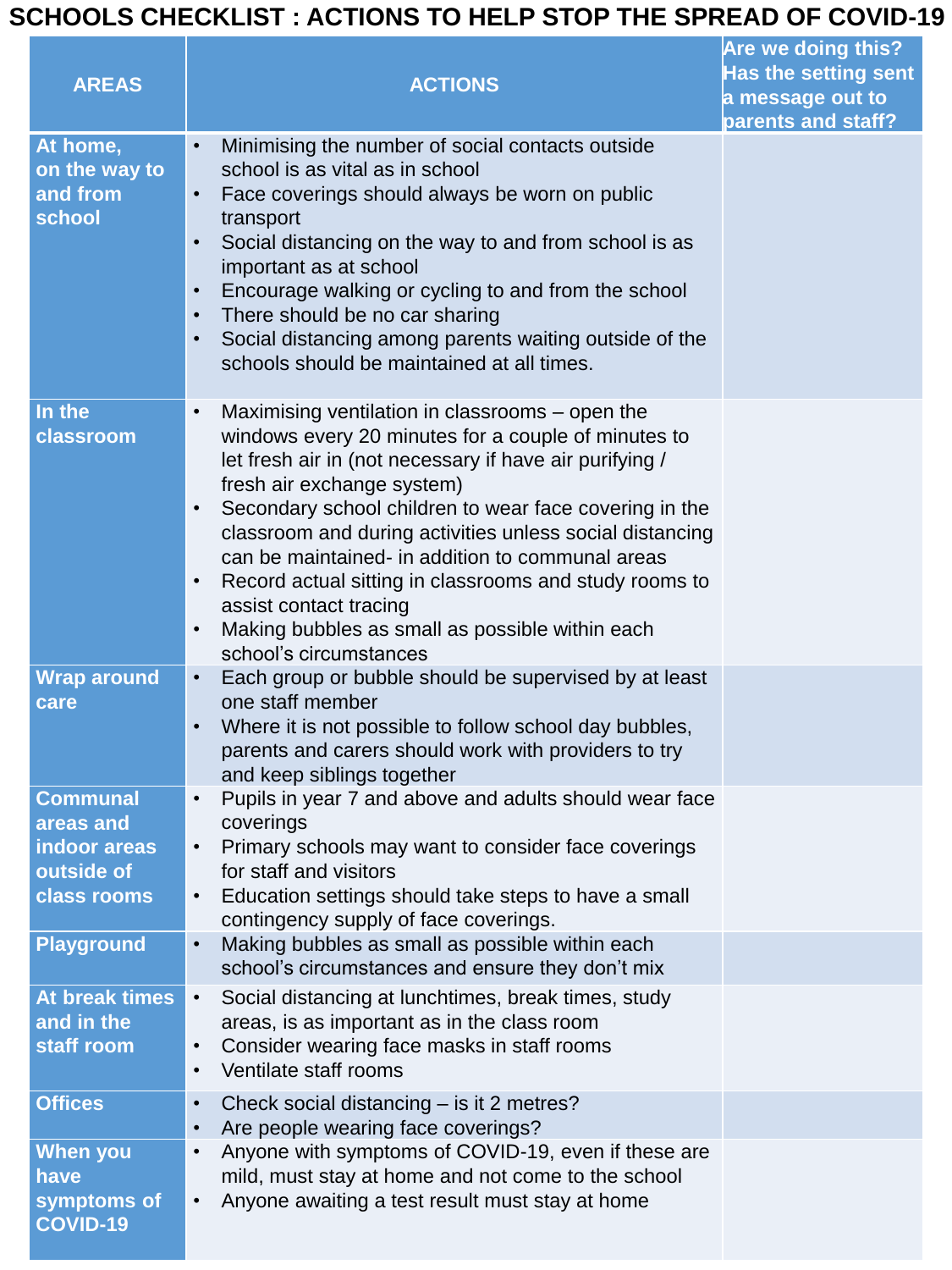# SCHOOLS CHECKLIST : ACTIONS TO HELP STOP THE SPREAD OF COVID-19

| AREAS | ACTIONS | Are we doing this? Has the setting sent a message out to parents and staff? |
|---|---|---|
| **At home, on the way to and from school** | • Minimising the number of social contacts outside school is as vital as in school<br>• Face coverings should always be worn on public transport<br>• Social distancing on the way to and from school is as important as at school<br>• Encourage walking or cycling to and from the school<br>• There should be no car sharing<br>• Social distancing among parents waiting outside of the schools should be maintained at all times. | |
| **In the classroom** | • Maximising ventilation in classrooms – open the windows every 20 minutes for a couple of minutes to let fresh air in (not necessary if have air purifying / fresh air exchange system)<br>• Secondary school children to wear face covering in the classroom and during activities unless social distancing can be maintained- in addition to communal areas<br>• Record actual sitting in classrooms and study rooms to assist contact tracing<br>• Making bubbles as small as possible within each school's circumstances | |
| **Wrap around care** | • Each group or bubble should be supervised by at least one staff member<br>• Where it is not possible to follow school day bubbles, parents and carers should work with providers to try and keep siblings together | |
| **Communal areas and indoor areas outside of class rooms** | • Pupils in year 7 and above and adults should wear face coverings<br>• Primary schools may want to consider face coverings for staff and visitors<br>• Education settings should take steps to have a small contingency supply of face coverings. | |
| **Playground** | • Making bubbles as small as possible within each school's circumstances and ensure they don't mix | |
| **At break times and in the staff room** | • Social distancing at lunchtimes, break times, study areas, is as important as in the class room<br>• Consider wearing face masks in staff rooms<br>• Ventilate staff rooms | |
| **Offices** | • Check social distancing – is it 2 metres?<br>• Are people wearing face coverings? | |
| **When you have symptoms of COVID-19** | • Anyone with symptoms of COVID-19, even if these are mild, must stay at home and not come to the school<br>• Anyone awaiting a test result must stay at home | |